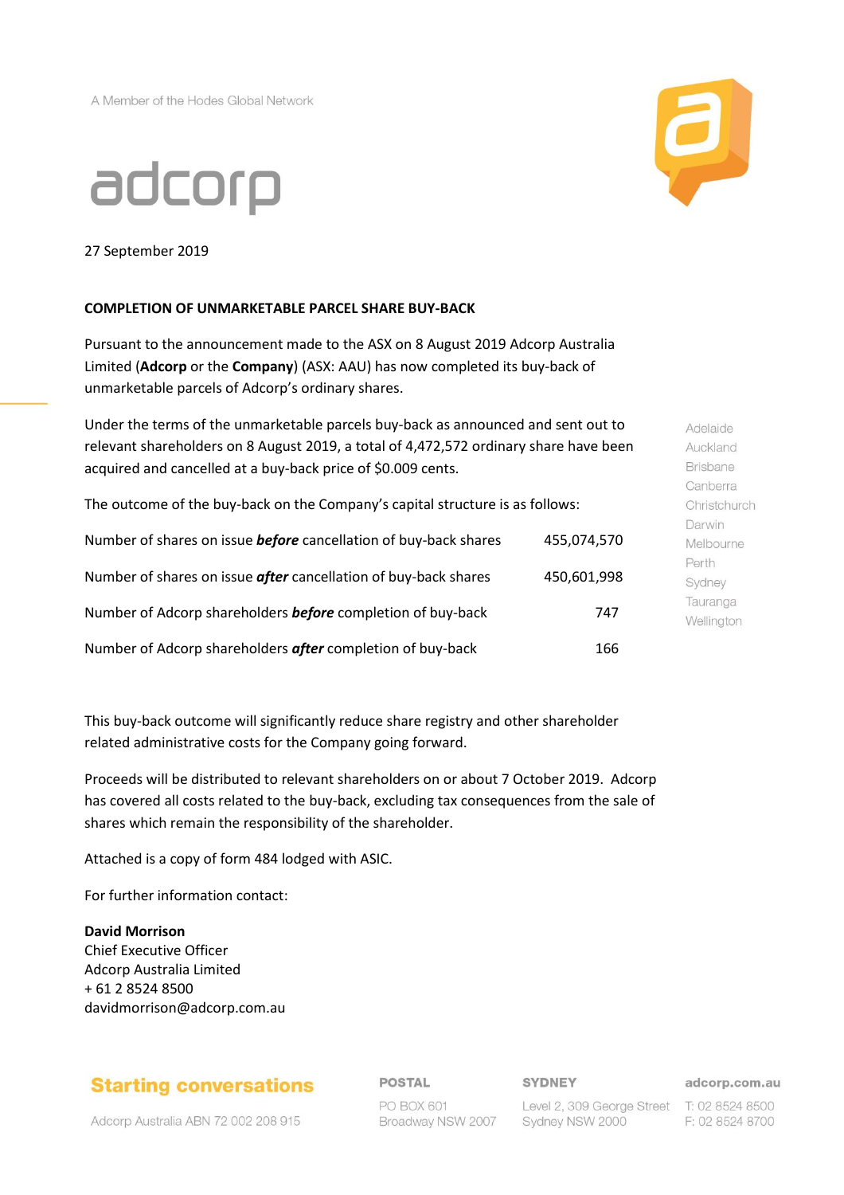A Member of the Hodes Global Network

adcorp

27 September 2019

**COMPLETION OF UNMARKETABLE PARCEL SHARE BUY-BACK**

Pursuant to the announcement made to the ASX on 8 August 2019 Adcorp Australia Limited (**Adcorp** or the **Company**) (ASX: AAU) has now completed its buy-back of unmarketable parcels of Adcorp's ordinary shares.

Under the terms of the unmarketable parcels buy-back as announced and sent out to relevant shareholders on 8 August 2019, a total of 4,472,572 ordinary share have been acquired and cancelled at a buy-back price of $0.009 cents.

The outcome of the buy-back on the Company's capital structure is as follows:

| | |
|---|---|
| Number of shares on issue ***before*** cancellation of buy-back shares | 455,074,570 |
| Number of shares on issue ***after*** cancellation of buy-back shares | 450,601,998 |
| Number of Adcorp shareholders ***before*** completion of buy-back | 747 |
| Number of Adcorp shareholders ***after*** completion of buy-back | 166 |

This buy-back outcome will significantly reduce share registry and other shareholder related administrative costs for the Company going forward.

Proceeds will be distributed to relevant shareholders on or about 7 October 2019. Adcorp has covered all costs related to the buy-back, excluding tax consequences from the sale of shares which remain the responsibility of the shareholder.

Attached is a copy of form 484 lodged with ASIC.

For further information contact:

**David Morrison**
Chief Executive Officer
Adcorp Australia Limited
+ 61 2 8524 8500
davidmorrison@adcorp.com.au

Adelaide
Auckland
Brisbane
Canberra
Christchurch
Darwin
Melbourne
Perth
Sydney
Tauranga
Wellington

**Starting conversations**

Adcorp Australia ABN 72 002 208 915

**POSTAL**
PO BOX 601
Broadway NSW 2007

**SYDNEY**
Level 2, 309 George Street
Sydney NSW 2000

**adcorp.com.au**
T: 02 8524 8500
F: 02 8524 8700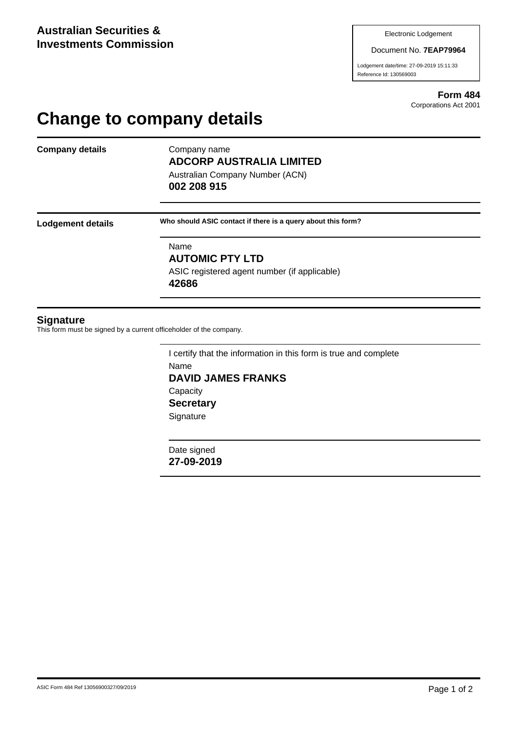**Australian Securities & Investments Commission**

Electronic Lodgement

Document No. **7EAP79964**

Lodgement date/time: 27-09-2019 15:11:33

Reference Id: 130569003

**Form 484**

Corporations Act 2001

# Change to company details

## Company details

Company name

**ADCORP AUSTRALIA LIMITED**

Australian Company Number (ACN)

**002 208 915**

## Lodgement details

**Who should ASIC contact if there is a query about this form?**

Name

**AUTOMIC PTY LTD**

ASIC registered agent number (if applicable)

**42686**

## Signature

This form must be signed by a current officeholder of the company.

I certify that the information in this form is true and complete

Name

**DAVID JAMES FRANKS**

Capacity

**Secretary**

Signature

Date signed

**27-09-2019**

ASIC Form 484 Ref 13056900327/09/2019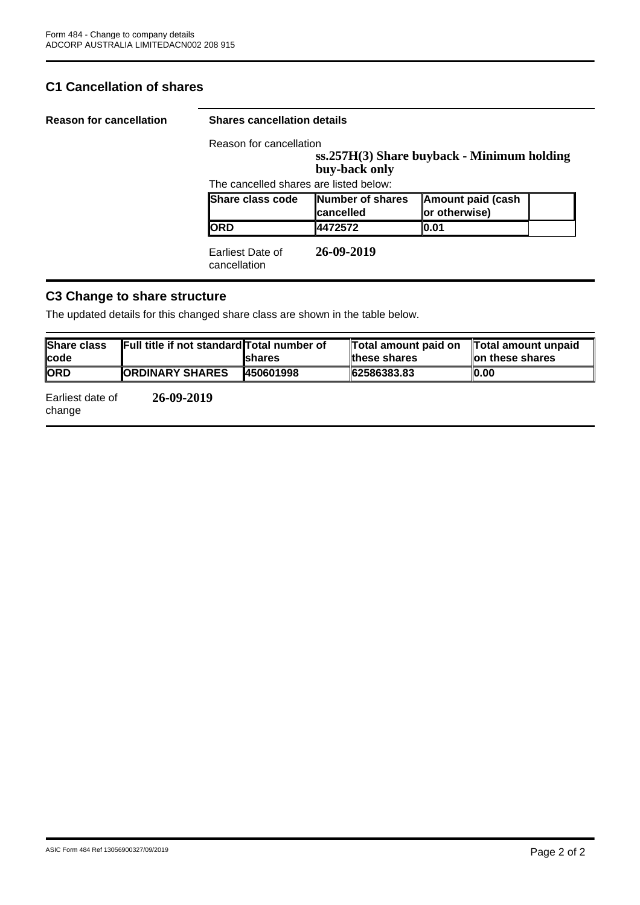## C1 Cancellation of shares

**Reason for cancellation**

**Shares cancellation details**

Reason for cancellation

**ss.257H(3) Share buyback - Minimum holding buy-back only**

The cancelled shares are listed below:

| Share class code | Number of shares cancelled | Amount paid (cash or otherwise) | |
|---|---|---|---|
| ORD | 4472572 | 0.01 | |

Earliest Date of cancellation **26-09-2019**

## C3 Change to share structure

The updated details for this changed share class are shown in the table below.

| Share class code | Full title if not standard | Total number of shares | Total amount paid on these shares | Total amount unpaid on these shares |
|---|---|---|---|---|
| ORD | ORDINARY SHARES | 450601998 | 62586383.83 | 0.00 |

Earliest date of change **26-09-2019**